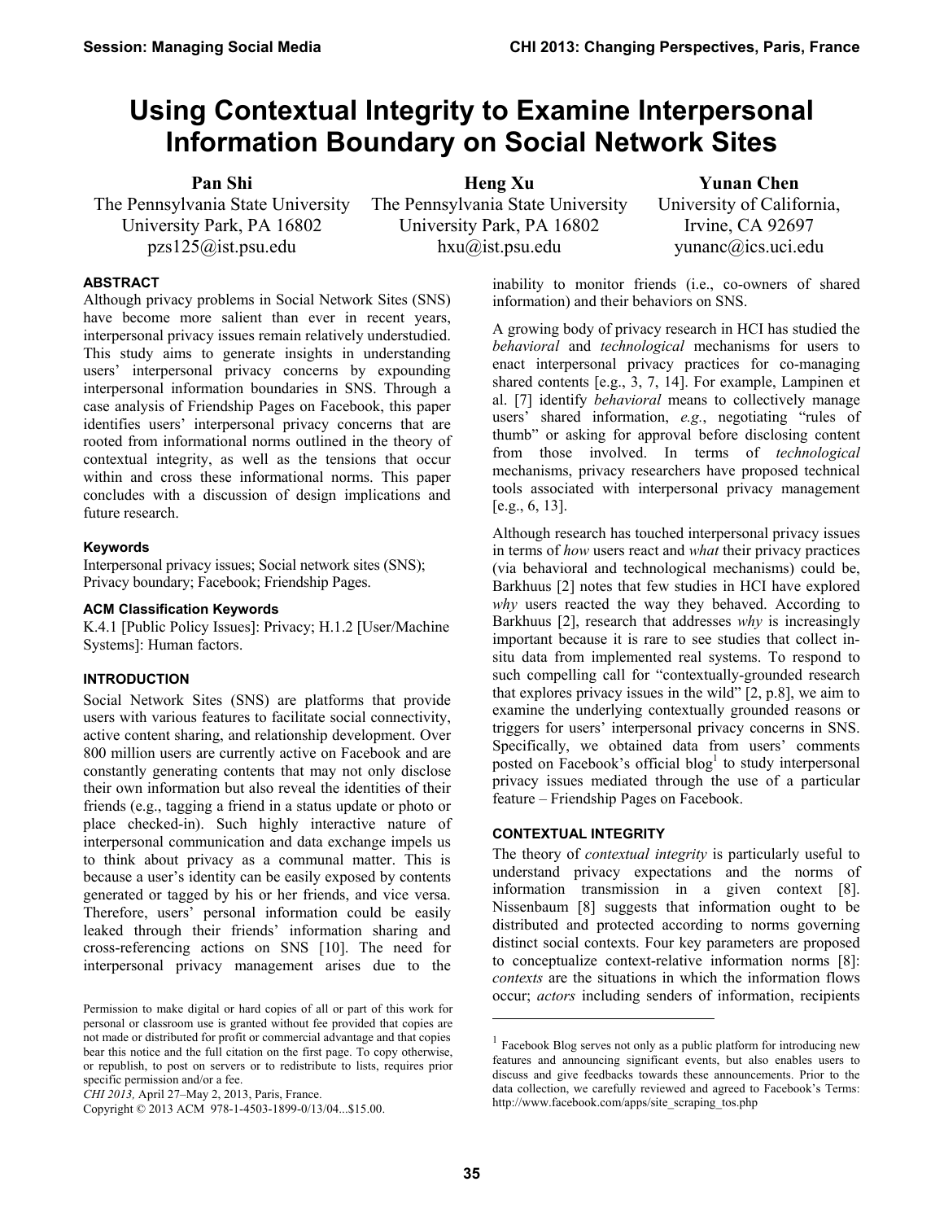# Using Contextual Integrity to Examine Interpersonal Information Boundary on Social Network Sites

**Pan Shi**
The Pennsylvania State University
University Park, PA 16802
pzs125@ist.psu.edu

**Heng Xu**
The Pennsylvania State University
University Park, PA 16802
hxu@ist.psu.edu

**Yunan Chen**
University of California, Irvine, CA 92697
yunanc@ics.uci.edu

### ABSTRACT

Although privacy problems in Social Network Sites (SNS) have become more salient than ever in recent years, interpersonal privacy issues remain relatively understudied. This study aims to generate insights in understanding users' interpersonal privacy concerns by expounding interpersonal information boundaries in SNS. Through a case analysis of Friendship Pages on Facebook, this paper identifies users' interpersonal privacy concerns that are rooted from informational norms outlined in the theory of contextual integrity, as well as the tensions that occur within and cross these informational norms. This paper concludes with a discussion of design implications and future research.

### Keywords

Interpersonal privacy issues; Social network sites (SNS); Privacy boundary; Facebook; Friendship Pages.

### ACM Classification Keywords

K.4.1 [Public Policy Issues]: Privacy; H.1.2 [User/Machine Systems]: Human factors.

### INTRODUCTION

Social Network Sites (SNS) are platforms that provide users with various features to facilitate social connectivity, active content sharing, and relationship development. Over 800 million users are currently active on Facebook and are constantly generating contents that may not only disclose their own information but also reveal the identities of their friends (e.g., tagging a friend in a status update or photo or place checked-in). Such highly interactive nature of interpersonal communication and data exchange impels us to think about privacy as a communal matter. This is because a user's identity can be easily exposed by contents generated or tagged by his or her friends, and vice versa. Therefore, users' personal information could be easily leaked through their friends' information sharing and cross-referencing actions on SNS [10]. The need for interpersonal privacy management arises due to the inability to monitor friends (i.e., co-owners of shared information) and their behaviors on SNS.

A growing body of privacy research in HCI has studied the *behavioral* and *technological* mechanisms for users to enact interpersonal privacy practices for co-managing shared contents [e.g., 3, 7, 14]. For example, Lampinen et al. [7] identify *behavioral* means to collectively manage users' shared information, *e.g.*, negotiating "rules of thumb" or asking for approval before disclosing content from those involved. In terms of *technological* mechanisms, privacy researchers have proposed technical tools associated with interpersonal privacy management [e.g., 6, 13].

Although research has touched interpersonal privacy issues in terms of *how* users react and *what* their privacy practices (via behavioral and technological mechanisms) could be, Barkhuus [2] notes that few studies in HCI have explored *why* users reacted the way they behaved. According to Barkhuus [2], research that addresses *why* is increasingly important because it is rare to see studies that collect in-situ data from implemented real systems. To respond to such compelling call for "contextually-grounded research that explores privacy issues in the wild" [2, p.8], we aim to examine the underlying contextually grounded reasons or triggers for users' interpersonal privacy concerns in SNS. Specifically, we obtained data from users' comments posted on Facebook's official blog[1] to study interpersonal privacy issues mediated through the use of a particular feature – Friendship Pages on Facebook.

### CONTEXTUAL INTEGRITY

The theory of *contextual integrity* is particularly useful to understand privacy expectations and the norms of information transmission in a given context [8]. Nissenbaum [8] suggests that information ought to be distributed and protected according to norms governing distinct social contexts. Four key parameters are proposed to conceptualize context-relative information norms [8]: *contexts* are the situations in which the information flows occur; *actors* including senders of information, recipients

---

Permission to make digital or hard copies of all or part of this work for personal or classroom use is granted without fee provided that copies are not made or distributed for profit or commercial advantage and that copies bear this notice and the full citation on the first page. To copy otherwise, or republish, to post on servers or to redistribute to lists, requires prior specific permission and/or a fee.
*CHI 2013,* April 27–May 2, 2013, Paris, France.
Copyright © 2013 ACM 978-1-4503-1899-0/13/04...$15.00.

[1] Facebook Blog serves not only as a public platform for introducing new features and announcing significant events, but also enables users to discuss and give feedbacks towards these announcements. Prior to the data collection, we carefully reviewed and agreed to Facebook's Terms: http://www.facebook.com/apps/site_scraping_tos.php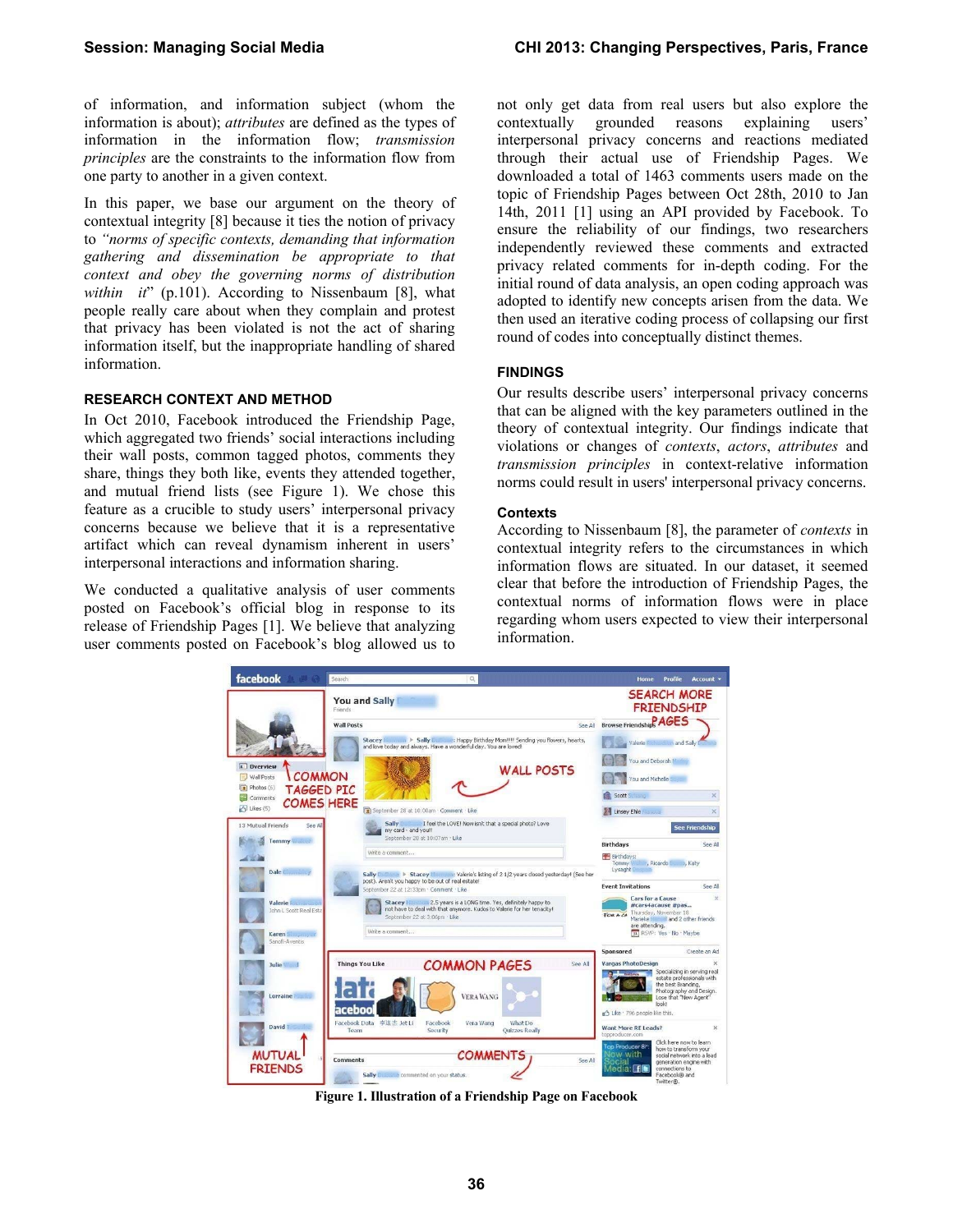of information, and information subject (whom the information is about); *attributes* are defined as the types of information in the information flow; *transmission principles* are the constraints to the information flow from one party to another in a given context.

In this paper, we base our argument on the theory of contextual integrity [8] because it ties the notion of privacy to *"norms of specific contexts, demanding that information gathering and dissemination be appropriate to that context and obey the governing norms of distribution within it"* (p.101). According to Nissenbaum [8], what people really care about when they complain and protest that privacy has been violated is not the act of sharing information itself, but the inappropriate handling of shared information.

## RESEARCH CONTEXT AND METHOD

In Oct 2010, Facebook introduced the Friendship Page, which aggregated two friends' social interactions including their wall posts, common tagged photos, comments they share, things they both like, events they attended together, and mutual friend lists (see Figure 1). We chose this feature as a crucible to study users' interpersonal privacy concerns because we believe that it is a representative artifact which can reveal dynamism inherent in users' interpersonal interactions and information sharing.

We conducted a qualitative analysis of user comments posted on Facebook's official blog in response to its release of Friendship Pages [1]. We believe that analyzing user comments posted on Facebook's blog allowed us to not only get data from real users but also explore the contextually grounded reasons explaining users' interpersonal privacy concerns and reactions mediated through their actual use of Friendship Pages. We downloaded a total of 1463 comments users made on the topic of Friendship Pages between Oct 28th, 2010 to Jan 14th, 2011 [1] using an API provided by Facebook. To ensure the reliability of our findings, two researchers independently reviewed these comments and extracted privacy related comments for in-depth coding. For the initial round of data analysis, an open coding approach was adopted to identify new concepts arisen from the data. We then used an iterative coding process of collapsing our first round of codes into conceptually distinct themes.

## FINDINGS

Our results describe users' interpersonal privacy concerns that can be aligned with the key parameters outlined in the theory of contextual integrity. Our findings indicate that violations or changes of *contexts*, *actors*, *attributes* and *transmission principles* in context-relative information norms could result in users' interpersonal privacy concerns.

### Contexts

According to Nissenbaum [8], the parameter of *contexts* in contextual integrity refers to the circumstances in which information flows are situated. In our dataset, it seemed clear that before the introduction of Friendship Pages, the contextual norms of information flows were in place regarding whom users expected to view their interpersonal information.

**Figure 1. Illustration of a Friendship Page on Facebook**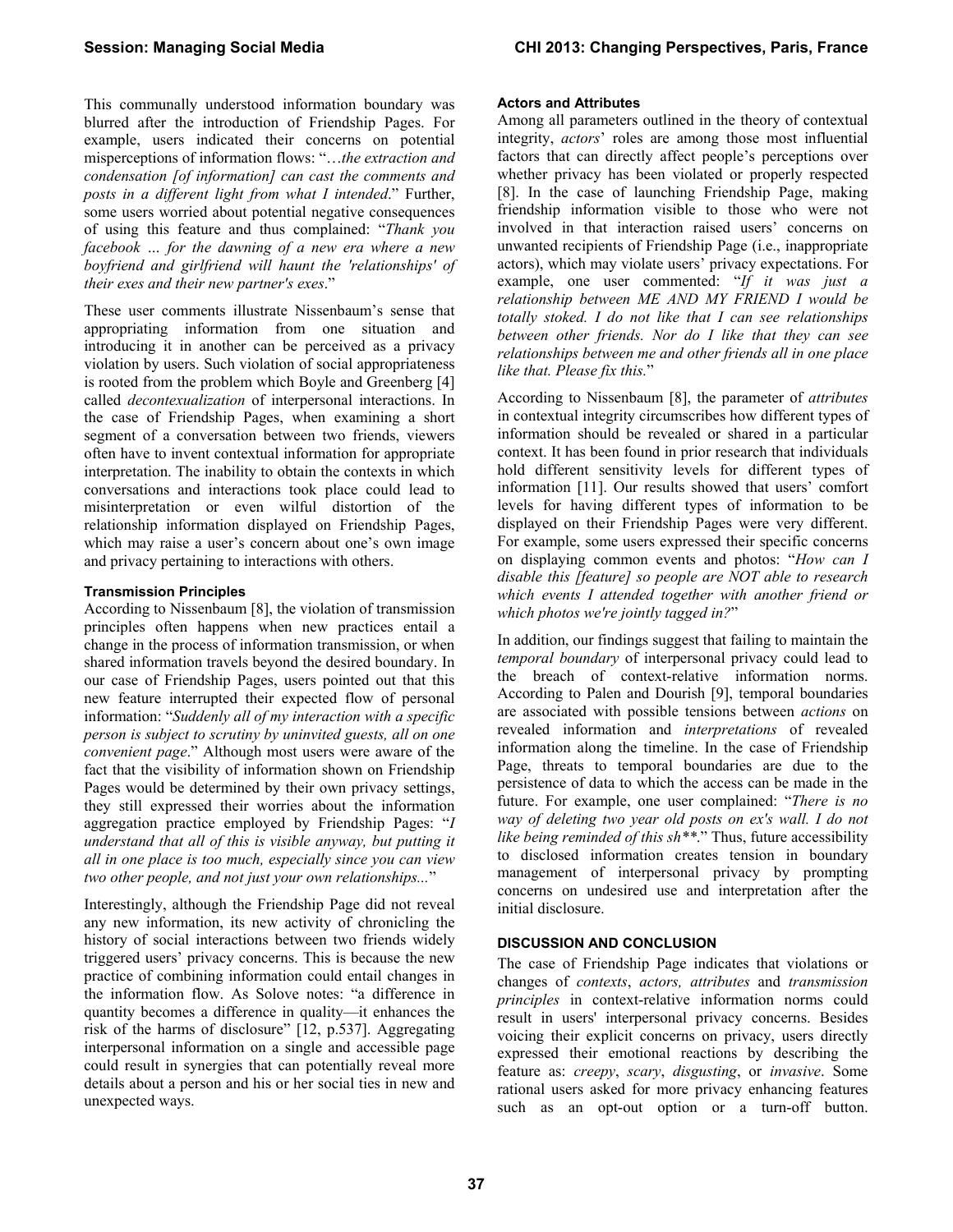This communally understood information boundary was blurred after the introduction of Friendship Pages. For example, users indicated their concerns on potential misperceptions of information flows: "*…the extraction and condensation [of information] can cast the comments and posts in a different light from what I intended*." Further, some users worried about potential negative consequences of using this feature and thus complained: "*Thank you facebook … for the dawning of a new era where a new boyfriend and girlfriend will haunt the 'relationships' of their exes and their new partner's exes*."

These user comments illustrate Nissenbaum's sense that appropriating information from one situation and introducing it in another can be perceived as a privacy violation by users. Such violation of social appropriateness is rooted from the problem which Boyle and Greenberg [4] called *decontexualization* of interpersonal interactions. In the case of Friendship Pages, when examining a short segment of a conversation between two friends, viewers often have to invent contextual information for appropriate interpretation. The inability to obtain the contexts in which conversations and interactions took place could lead to misinterpretation or even wilful distortion of the relationship information displayed on Friendship Pages, which may raise a user's concern about one's own image and privacy pertaining to interactions with others.

#### Transmission Principles

According to Nissenbaum [8], the violation of transmission principles often happens when new practices entail a change in the process of information transmission, or when shared information travels beyond the desired boundary. In our case of Friendship Pages, users pointed out that this new feature interrupted their expected flow of personal information: "*Suddenly all of my interaction with a specific person is subject to scrutiny by uninvited guests, all on one convenient page*." Although most users were aware of the fact that the visibility of information shown on Friendship Pages would be determined by their own privacy settings, they still expressed their worries about the information aggregation practice employed by Friendship Pages: "*I understand that all of this is visible anyway, but putting it all in one place is too much, especially since you can view two other people, and not just your own relationships...*"

Interestingly, although the Friendship Page did not reveal any new information, its new activity of chronicling the history of social interactions between two friends widely triggered users' privacy concerns. This is because the new practice of combining information could entail changes in the information flow. As Solove notes: "a difference in quantity becomes a difference in quality—it enhances the risk of the harms of disclosure" [12, p.537]. Aggregating interpersonal information on a single and accessible page could result in synergies that can potentially reveal more details about a person and his or her social ties in new and unexpected ways.

#### Actors and Attributes

Among all parameters outlined in the theory of contextual integrity, *actors*' roles are among those most influential factors that can directly affect people's perceptions over whether privacy has been violated or properly respected [8]. In the case of launching Friendship Page, making friendship information visible to those who were not involved in that interaction raised users' concerns on unwanted recipients of Friendship Page (i.e., inappropriate actors), which may violate users' privacy expectations. For example, one user commented: "*If it was just a relationship between ME AND MY FRIEND I would be totally stoked. I do not like that I can see relationships between other friends. Nor do I like that they can see relationships between me and other friends all in one place like that. Please fix this.*"

According to Nissenbaum [8], the parameter of *attributes* in contextual integrity circumscribes how different types of information should be revealed or shared in a particular context. It has been found in prior research that individuals hold different sensitivity levels for different types of information [11]. Our results showed that users' comfort levels for having different types of information to be displayed on their Friendship Pages were very different. For example, some users expressed their specific concerns on displaying common events and photos: "*How can I disable this [feature] so people are NOT able to research which events I attended together with another friend or which photos we're jointly tagged in?*"

In addition, our findings suggest that failing to maintain the *temporal boundary* of interpersonal privacy could lead to the breach of context-relative information norms. According to Palen and Dourish [9], temporal boundaries are associated with possible tensions between *actions* on revealed information and *interpretations* of revealed information along the timeline. In the case of Friendship Page, threats to temporal boundaries are due to the persistence of data to which the access can be made in the future. For example, one user complained: "*There is no way of deleting two year old posts on ex's wall. I do not like being reminded of this sh**.*" Thus, future accessibility to disclosed information creates tension in boundary management of interpersonal privacy by prompting concerns on undesired use and interpretation after the initial disclosure.

### DISCUSSION AND CONCLUSION

The case of Friendship Page indicates that violations or changes of *contexts*, *actors, attributes* and *transmission principles* in context-relative information norms could result in users' interpersonal privacy concerns. Besides voicing their explicit concerns on privacy, users directly expressed their emotional reactions by describing the feature as: *creepy*, *scary*, *disgusting*, or *invasive*. Some rational users asked for more privacy enhancing features such as an opt-out option or a turn-off button.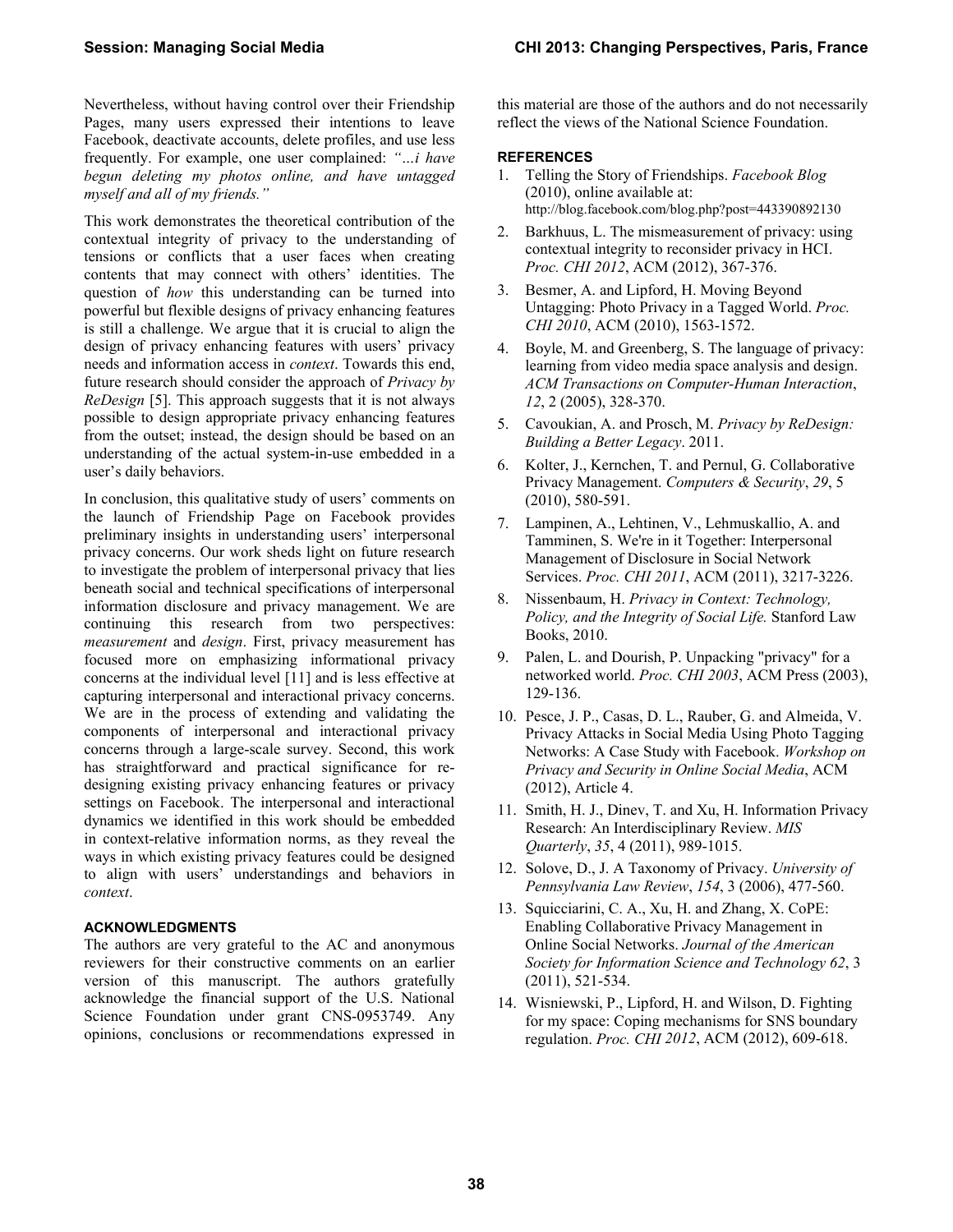Nevertheless, without having control over their Friendship Pages, many users expressed their intentions to leave Facebook, deactivate accounts, delete profiles, and use less frequently. For example, one user complained: *"…i have begun deleting my photos online, and have untagged myself and all of my friends."*

This work demonstrates the theoretical contribution of the contextual integrity of privacy to the understanding of tensions or conflicts that a user faces when creating contents that may connect with others' identities. The question of *how* this understanding can be turned into powerful but flexible designs of privacy enhancing features is still a challenge. We argue that it is crucial to align the design of privacy enhancing features with users' privacy needs and information access in *context*. Towards this end, future research should consider the approach of *Privacy by ReDesign* [5]. This approach suggests that it is not always possible to design appropriate privacy enhancing features from the outset; instead, the design should be based on an understanding of the actual system-in-use embedded in a user's daily behaviors.

In conclusion, this qualitative study of users' comments on the launch of Friendship Page on Facebook provides preliminary insights in understanding users' interpersonal privacy concerns. Our work sheds light on future research to investigate the problem of interpersonal privacy that lies beneath social and technical specifications of interpersonal information disclosure and privacy management. We are continuing this research from two perspectives: *measurement* and *design*. First, privacy measurement has focused more on emphasizing informational privacy concerns at the individual level [11] and is less effective at capturing interpersonal and interactional privacy concerns. We are in the process of extending and validating the components of interpersonal and interactional privacy concerns through a large-scale survey. Second, this work has straightforward and practical significance for re-designing existing privacy enhancing features or privacy settings on Facebook. The interpersonal and interactional dynamics we identified in this work should be embedded in context-relative information norms, as they reveal the ways in which existing privacy features could be designed to align with users' understandings and behaviors in *context*.

## ACKNOWLEDGMENTS

The authors are very grateful to the AC and anonymous reviewers for their constructive comments on an earlier version of this manuscript. The authors gratefully acknowledge the financial support of the U.S. National Science Foundation under grant CNS-0953749. Any opinions, conclusions or recommendations expressed in this material are those of the authors and do not necessarily reflect the views of the National Science Foundation.

## REFERENCES

1. Telling the Story of Friendships. *Facebook Blog* (2010), online available at: http://blog.facebook.com/blog.php?post=443390892130
2. Barkhuus, L. The mismeasurement of privacy: using contextual integrity to reconsider privacy in HCI. *Proc. CHI 2012*, ACM (2012), 367-376.
3. Besmer, A. and Lipford, H. Moving Beyond Untagging: Photo Privacy in a Tagged World. *Proc. CHI 2010*, ACM (2010), 1563-1572.
4. Boyle, M. and Greenberg, S. The language of privacy: learning from video media space analysis and design. *ACM Transactions on Computer-Human Interaction*, *12*, 2 (2005), 328-370.
5. Cavoukian, A. and Prosch, M. *Privacy by ReDesign: Building a Better Legacy*. 2011.
6. Kolter, J., Kernchen, T. and Pernul, G. Collaborative Privacy Management. *Computers & Security*, *29*, 5 (2010), 580-591.
7. Lampinen, A., Lehtinen, V., Lehmuskallio, A. and Tamminen, S. We're in it Together: Interpersonal Management of Disclosure in Social Network Services. *Proc. CHI 2011*, ACM (2011), 3217-3226.
8. Nissenbaum, H. *Privacy in Context: Technology, Policy, and the Integrity of Social Life.* Stanford Law Books, 2010.
9. Palen, L. and Dourish, P. Unpacking "privacy" for a networked world. *Proc. CHI 2003*, ACM Press (2003), 129-136.
10. Pesce, J. P., Casas, D. L., Rauber, G. and Almeida, V. Privacy Attacks in Social Media Using Photo Tagging Networks: A Case Study with Facebook. *Workshop on Privacy and Security in Online Social Media*, ACM (2012), Article 4.
11. Smith, H. J., Dinev, T. and Xu, H. Information Privacy Research: An Interdisciplinary Review. *MIS Quarterly*, *35*, 4 (2011), 989-1015.
12. Solove, D., J. A Taxonomy of Privacy. *University of Pennsylvania Law Review*, *154*, 3 (2006), 477-560.
13. Squicciarini, C. A., Xu, H. and Zhang, X. CoPE: Enabling Collaborative Privacy Management in Online Social Networks. *Journal of the American Society for Information Science and Technology 62*, 3 (2011), 521-534.
14. Wisniewski, P., Lipford, H. and Wilson, D. Fighting for my space: Coping mechanisms for SNS boundary regulation. *Proc. CHI 2012*, ACM (2012), 609-618.